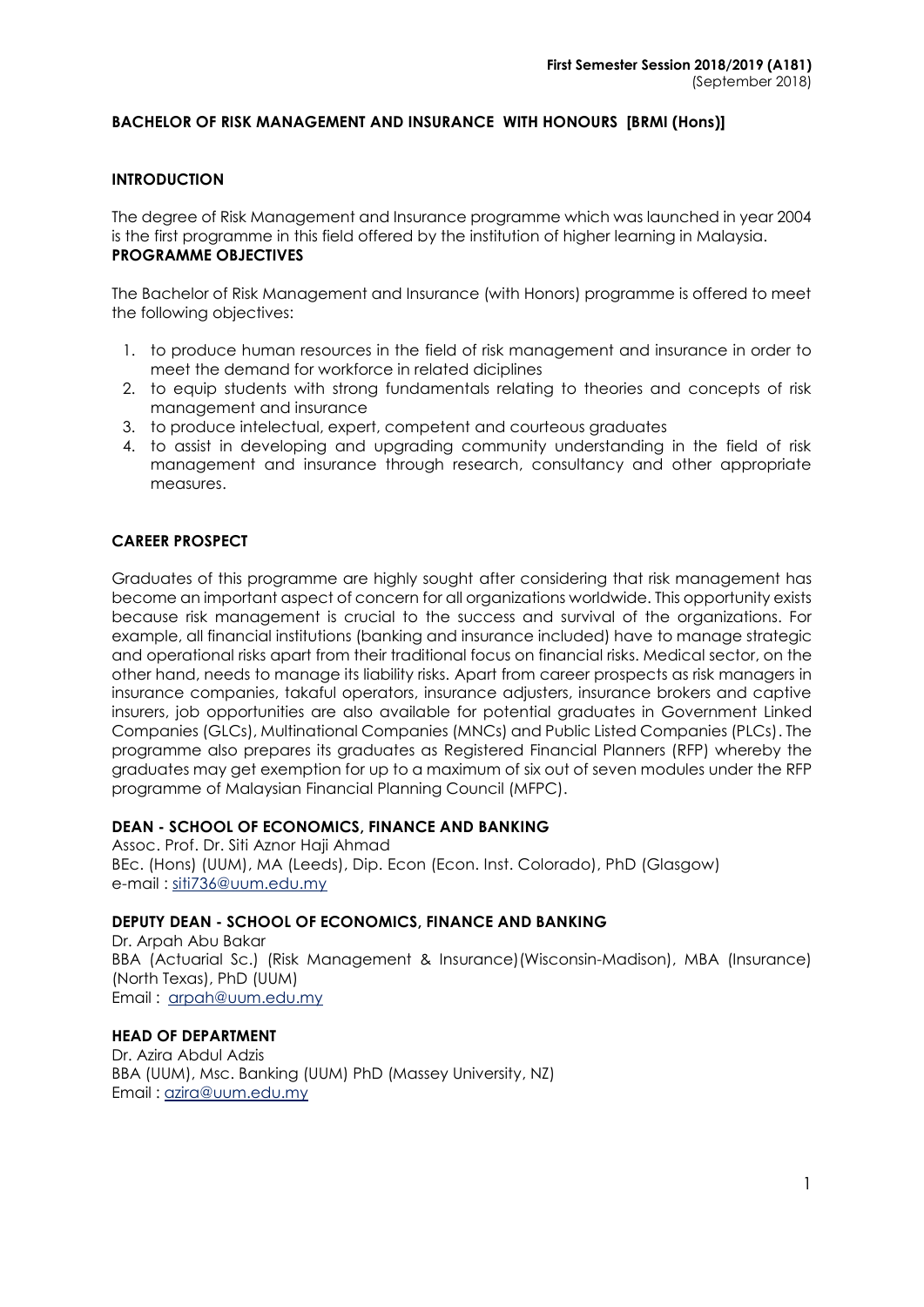**First Semester Session 2018/2019 (A181)**
(September 2018)

## BACHELOR OF RISK MANAGEMENT AND INSURANCE WITH HONOURS [BRMI (Hons)]

### INTRODUCTION

The degree of Risk Management and Insurance programme which was launched in year 2004 is the first programme in this field offered by the institution of higher learning in Malaysia.

### PROGRAMME OBJECTIVES

The Bachelor of Risk Management and Insurance (with Honors) programme is offered to meet the following objectives:

1. to produce human resources in the field of risk management and insurance in order to meet the demand for workforce in related diciplines
2. to equip students with strong fundamentals relating to theories and concepts of risk management and insurance
3. to produce intelectual, expert, competent and courteous graduates
4. to assist in developing and upgrading community understanding in the field of risk management and insurance through research, consultancy and other appropriate measures.

### CAREER PROSPECT

Graduates of this programme are highly sought after considering that risk management has become an important aspect of concern for all organizations worldwide. This opportunity exists because risk management is crucial to the success and survival of the organizations. For example, all financial institutions (banking and insurance included) have to manage strategic and operational risks apart from their traditional focus on financial risks. Medical sector, on the other hand, needs to manage its liability risks. Apart from career prospects as risk managers in insurance companies, takaful operators, insurance adjusters, insurance brokers and captive insurers, job opportunities are also available for potential graduates in Government Linked Companies (GLCs), Multinational Companies (MNCs) and Public Listed Companies (PLCs). The programme also prepares its graduates as Registered Financial Planners (RFP) whereby the graduates may get exemption for up to a maximum of six out of seven modules under the RFP programme of Malaysian Financial Planning Council (MFPC).

### DEAN - SCHOOL OF ECONOMICS, FINANCE AND BANKING

Assoc. Prof. Dr. Siti Aznor Haji Ahmad
BEc. (Hons) (UUM), MA (Leeds), Dip. Econ (Econ. Inst. Colorado), PhD (Glasgow)
e-mail : siti736@uum.edu.my

### DEPUTY DEAN - SCHOOL OF ECONOMICS, FINANCE AND BANKING

Dr. Arpah Abu Bakar
BBA (Actuarial Sc.) (Risk Management & Insurance)(Wisconsin-Madison), MBA (Insurance) (North Texas), PhD (UUM)
Email : arpah@uum.edu.my

### HEAD OF DEPARTMENT

Dr. Azira Abdul Adzis
BBA (UUM), Msc. Banking (UUM) PhD (Massey University, NZ)
Email : azira@uum.edu.my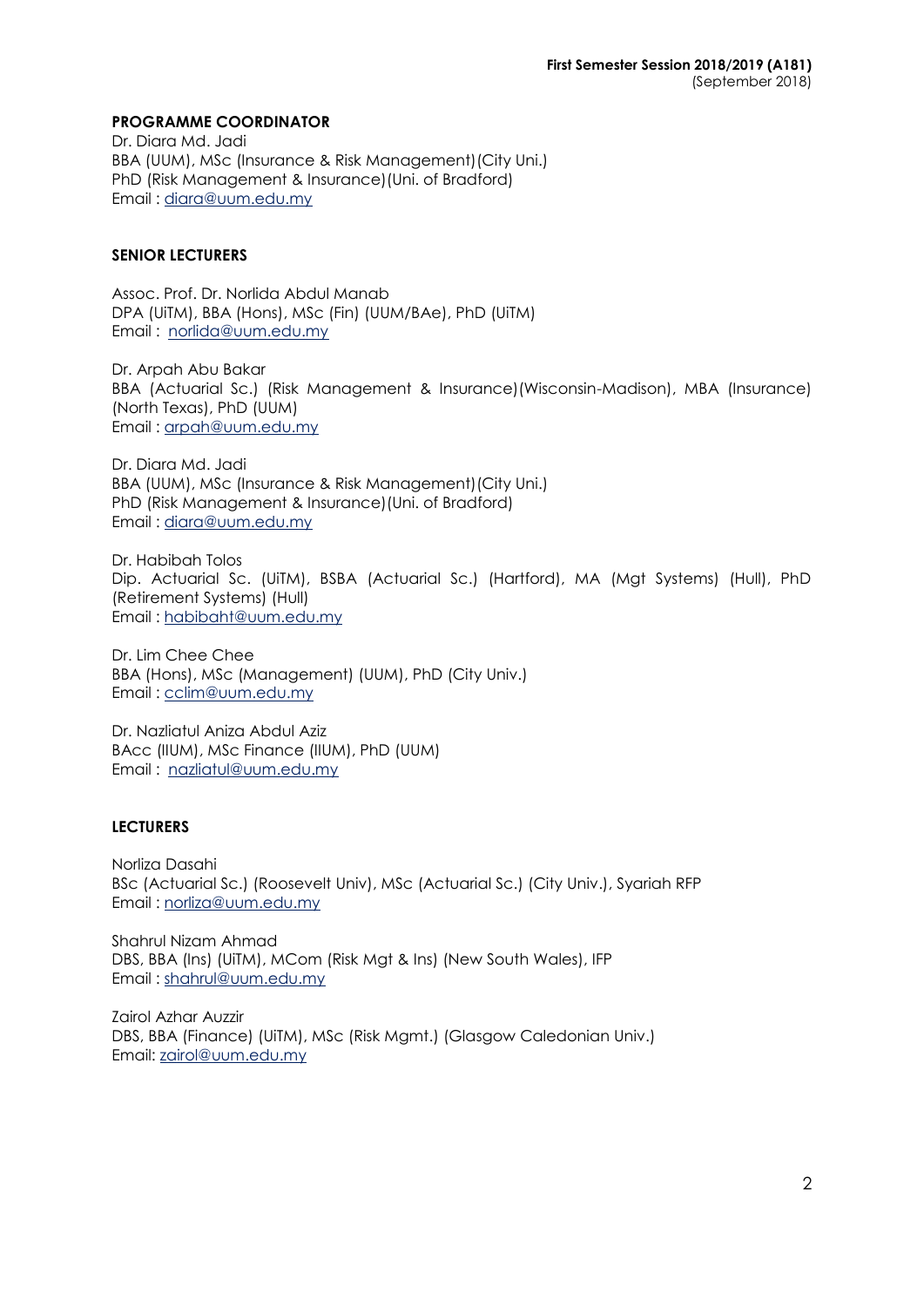**PROGRAMME COORDINATOR**

Dr. Diara Md. Jadi
BBA (UUM), MSc (Insurance & Risk Management)(City Uni.)
PhD (Risk Management & Insurance)(Uni. of Bradford)
Email : diara@uum.edu.my

**SENIOR LECTURERS**

Assoc. Prof. Dr. Norlida Abdul Manab
DPA (UiTM), BBA (Hons), MSc (Fin) (UUM/BAe), PhD (UiTM)
Email : norlida@uum.edu.my

Dr. Arpah Abu Bakar
BBA (Actuarial Sc.) (Risk Management & Insurance)(Wisconsin-Madison), MBA (Insurance) (North Texas), PhD (UUM)
Email : arpah@uum.edu.my

Dr. Diara Md. Jadi
BBA (UUM), MSc (Insurance & Risk Management)(City Uni.)
PhD (Risk Management & Insurance)(Uni. of Bradford)
Email : diara@uum.edu.my

Dr. Habibah Tolos
Dip. Actuarial Sc. (UiTM), BSBA (Actuarial Sc.) (Hartford), MA (Mgt Systems) (Hull), PhD (Retirement Systems) (Hull)
Email : habibaht@uum.edu.my

Dr. Lim Chee Chee
BBA (Hons), MSc (Management) (UUM), PhD (City Univ.)
Email : cclim@uum.edu.my

Dr. Nazliatul Aniza Abdul Aziz
BAcc (IIUM), MSc Finance (IIUM), PhD (UUM)
Email : nazliatul@uum.edu.my

**LECTURERS**

Norliza Dasahi
BSc (Actuarial Sc.) (Roosevelt Univ), MSc (Actuarial Sc.) (City Univ.), Syariah RFP
Email : norliza@uum.edu.my

Shahrul Nizam Ahmad
DBS, BBA (Ins) (UiTM), MCom (Risk Mgt & Ins) (New South Wales), IFP
Email : shahrul@uum.edu.my

Zairol Azhar Auzzir
DBS, BBA (Finance) (UiTM), MSc (Risk Mgmt.) (Glasgow Caledonian Univ.)
Email: zairol@uum.edu.my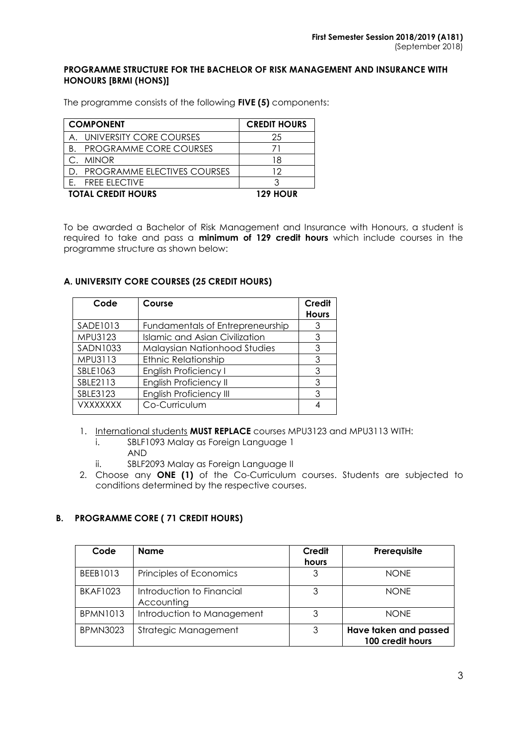**First Semester Session 2018/2019 (A181)**
(September 2018)

**PROGRAMME STRUCTURE FOR THE BACHELOR OF RISK MANAGEMENT AND INSURANCE WITH HONOURS [BRMI (HONS)]**

The programme consists of the following **FIVE (5)** components:

| COMPONENT | CREDIT HOURS |
|---|---|
| A. UNIVERSITY CORE COURSES | 25 |
| B. PROGRAMME CORE COURSES | 71 |
| C. MINOR | 18 |
| D. PROGRAMME ELECTIVES COURSES | 12 |
| E. FREE ELECTIVE | 3 |
| **TOTAL CREDIT HOURS** | **129 HOUR** |

To be awarded a Bachelor of Risk Management and Insurance with Honours, a student is required to take and pass a **minimum of 129 credit hours** which include courses in the programme structure as shown below:

### A. UNIVERSITY CORE COURSES (25 CREDIT HOURS)

| Code | Course | Credit Hours |
|---|---|---|
| SADE1013 | Fundamentals of Entrepreneurship | 3 |
| MPU3123 | Islamic and Asian Civilization | 3 |
| SADN1033 | Malaysian Nationhood Studies | 3 |
| MPU3113 | Ethnic Relationship | 3 |
| SBLE1063 | English Proficiency I | 3 |
| SBLE2113 | English Proficiency II | 3 |
| SBLE3123 | English Proficiency III | 3 |
| VXXXXXXX | Co-Curriculum | 4 |

1. International students **MUST REPLACE** courses MPU3123 and MPU3113 WITH:
   i. SBLF1093 Malay as Foreign Language 1
      AND
   ii. SBLF2093 Malay as Foreign Language II
2. Choose any **ONE (1)** of the Co-Curriculum courses. Students are subjected to conditions determined by the respective courses.

### B. PROGRAMME CORE ( 71 CREDIT HOURS)

| Code | Name | Credit hours | Prerequisite |
|---|---|---|---|
| BEEB1013 | Principles of Economics | 3 | NONE |
| BKAF1023 | Introduction to Financial Accounting | 3 | NONE |
| BPMN1013 | Introduction to Management | 3 | NONE |
| BPMN3023 | Strategic Management | 3 | **Have taken and passed 100 credit hours** |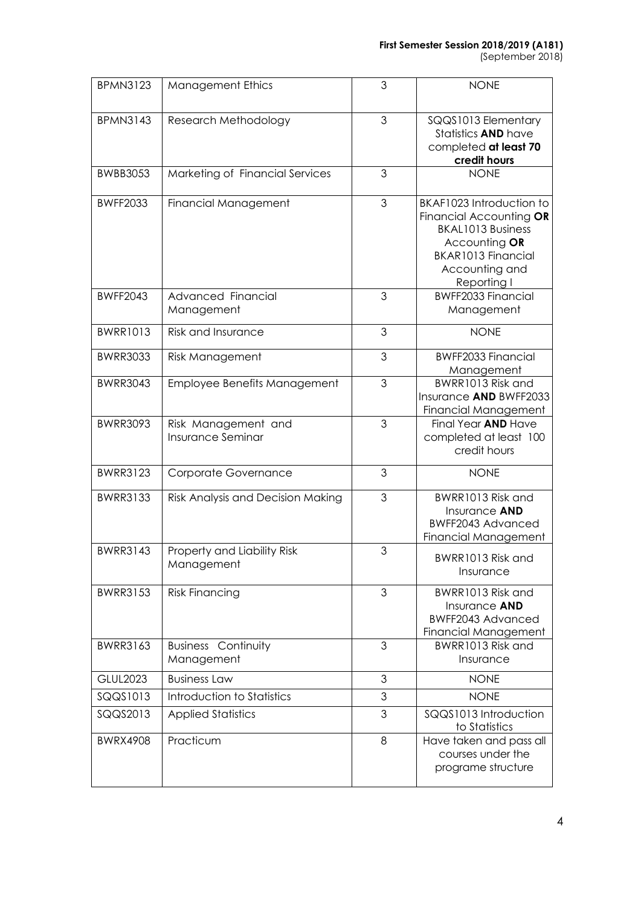| BPMN3123 | Management Ethics | 3 | NONE |
|---|---|---|---|
| BPMN3143 | Research Methodology | 3 | SQQS1013 Elementary Statistics **AND** have completed **at least 70 credit hours** |
| BWBB3053 | Marketing of Financial Services | 3 | NONE |
| BWFF2033 | Financial Management | 3 | BKAF1023 Introduction to Financial Accounting **OR** BKAL1013 Business Accounting **OR** BKAR1013 Financial Accounting and Reporting I |
| BWFF2043 | Advanced Financial Management | 3 | BWFF2033 Financial Management |
| BWRR1013 | Risk and Insurance | 3 | NONE |
| BWRR3033 | Risk Management | 3 | BWFF2033 Financial Management |
| BWRR3043 | Employee Benefits Management | 3 | BWRR1013 Risk and Insurance **AND** BWFF2033 Financial Management |
| BWRR3093 | Risk Management and Insurance Seminar | 3 | Final Year **AND** Have completed at least 100 credit hours |
| BWRR3123 | Corporate Governance | 3 | NONE |
| BWRR3133 | Risk Analysis and Decision Making | 3 | BWRR1013 Risk and Insurance **AND** BWFF2043 Advanced Financial Management |
| BWRR3143 | Property and Liability Risk Management | 3 | BWRR1013 Risk and Insurance |
| BWRR3153 | Risk Financing | 3 | BWRR1013 Risk and Insurance **AND** BWFF2043 Advanced Financial Management |
| BWRR3163 | Business Continuity Management | 3 | BWRR1013 Risk and Insurance |
| GLUL2023 | Business Law | 3 | NONE |
| SQQS1013 | Introduction to Statistics | 3 | NONE |
| SQQS2013 | Applied Statistics | 3 | SQQS1013 Introduction to Statistics |
| BWRX4908 | Practicum | 8 | Have taken and pass all courses under the programe structure |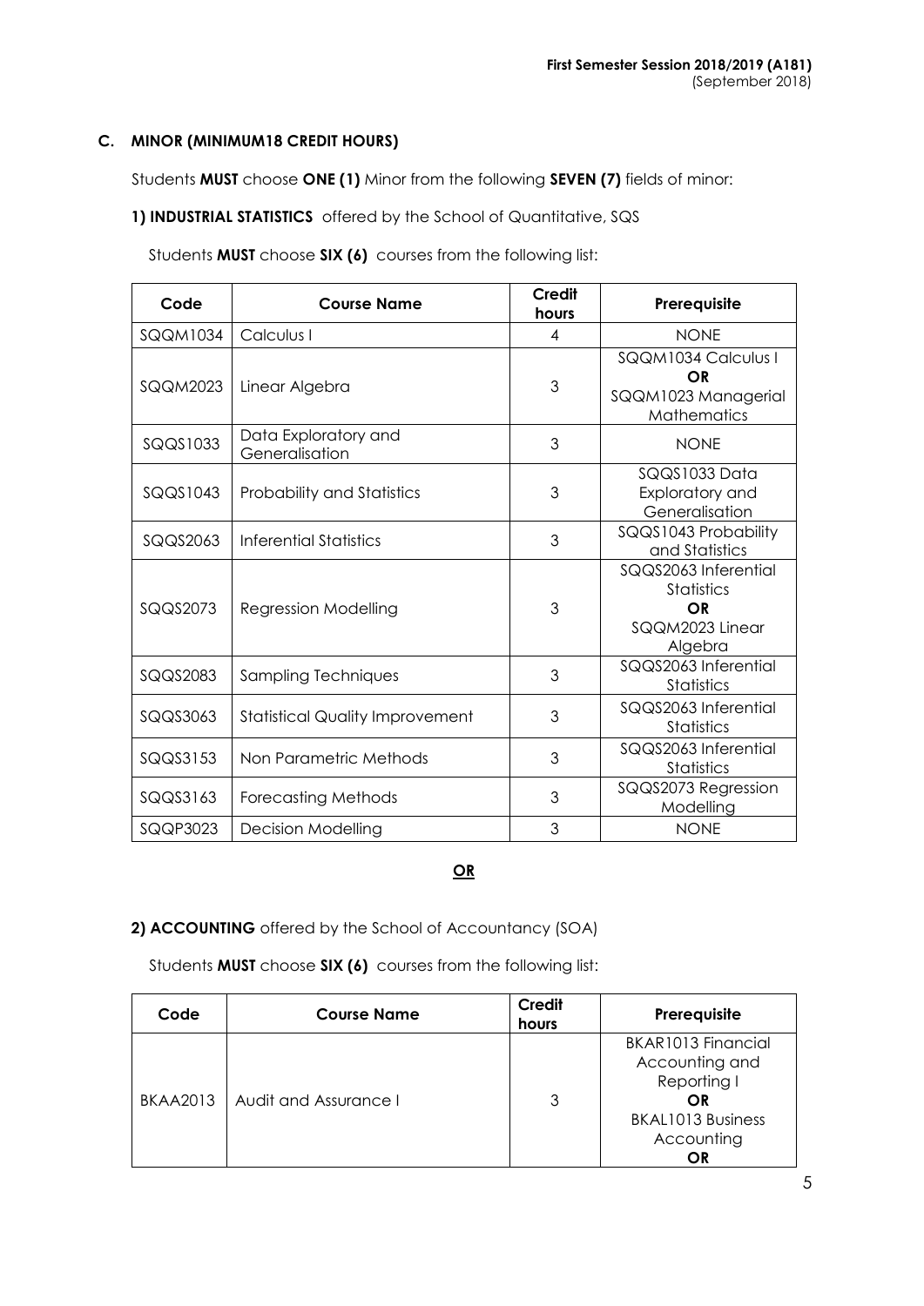### C. MINOR (MINIMUM18 CREDIT HOURS)

Students **MUST** choose **ONE (1)** Minor from the following **SEVEN (7)** fields of minor:

**1) INDUSTRIAL STATISTICS** offered by the School of Quantitative, SQS

Students **MUST** choose **SIX (6)** courses from the following list:

| Code | Course Name | Credit hours | Prerequisite |
|---|---|---|---|
| SQQM1034 | Calculus I | 4 | NONE |
| SQQM2023 | Linear Algebra | 3 | SQQM1034 Calculus I **OR** SQQM1023 Managerial Mathematics |
| SQQS1033 | Data Exploratory and Generalisation | 3 | NONE |
| SQQS1043 | Probability and Statistics | 3 | SQQS1033 Data Exploratory and Generalisation |
| SQQS2063 | Inferential Statistics | 3 | SQQS1043 Probability and Statistics |
| SQQS2073 | Regression Modelling | 3 | SQQS2063 Inferential Statistics **OR** SQQM2023 Linear Algebra |
| SQQS2083 | Sampling Techniques | 3 | SQQS2063 Inferential Statistics |
| SQQS3063 | Statistical Quality Improvement | 3 | SQQS2063 Inferential Statistics |
| SQQS3153 | Non Parametric Methods | 3 | SQQS2063 Inferential Statistics |
| SQQS3163 | Forecasting Methods | 3 | SQQS2073 Regression Modelling |
| SQQP3023 | Decision Modelling | 3 | NONE |

**OR**

**2) ACCOUNTING** offered by the School of Accountancy (SOA)

Students **MUST** choose **SIX (6)** courses from the following list:

| Code | Course Name | Credit hours | Prerequisite |
|---|---|---|---|
| BKAA2013 | Audit and Assurance I | 3 | BKAR1013 Financial Accounting and Reporting I **OR** BKAL1013 Business Accounting **OR** |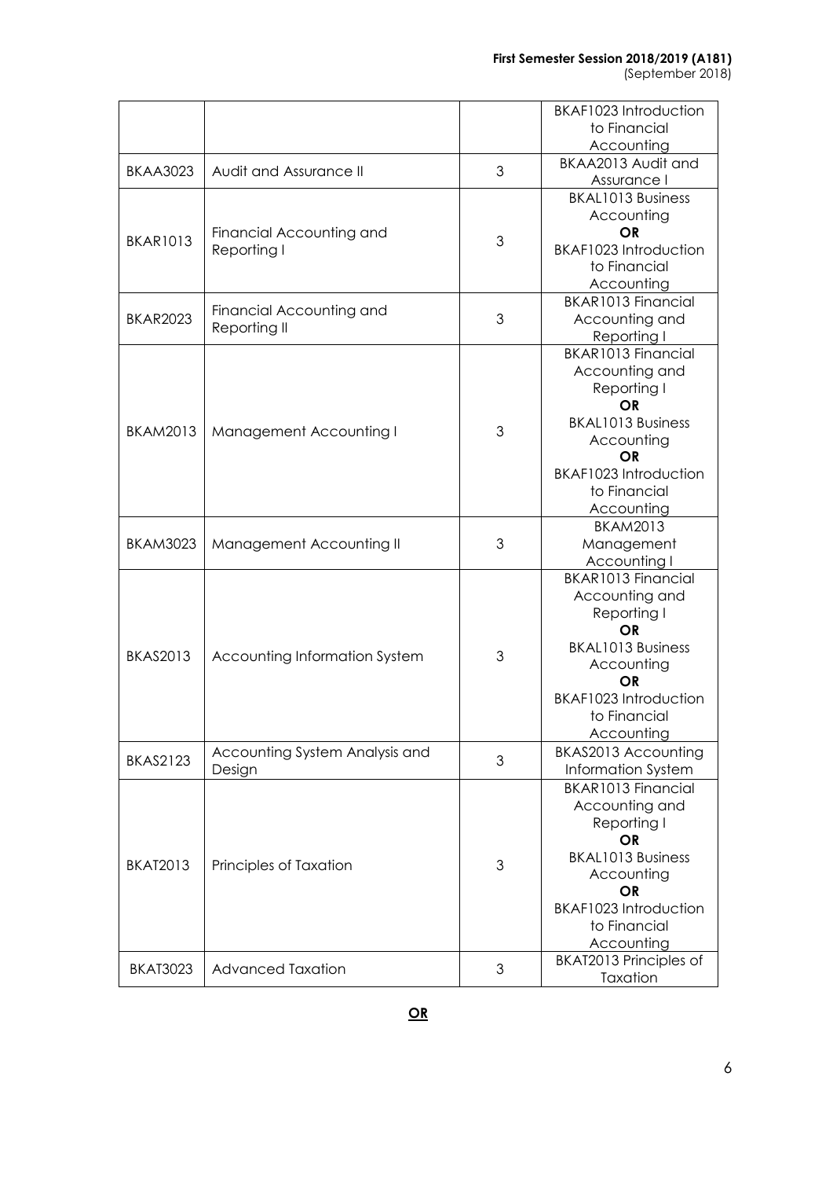| | | | |
|---|---|---|---|
| | | | BKAF1023 Introduction to Financial Accounting |
| BKAA3023 | Audit and Assurance II | 3 | BKAA2013 Audit and Assurance I |
| BKAR1013 | Financial Accounting and Reporting I | 3 | BKAL1013 Business Accounting **OR** BKAF1023 Introduction to Financial Accounting |
| BKAR2023 | Financial Accounting and Reporting II | 3 | BKAR1013 Financial Accounting and Reporting I |
| BKAM2013 | Management Accounting I | 3 | BKAR1013 Financial Accounting and Reporting I **OR** BKAL1013 Business Accounting **OR** BKAF1023 Introduction to Financial Accounting |
| BKAM3023 | Management Accounting II | 3 | BKAM2013 Management Accounting I |
| BKAS2013 | Accounting Information System | 3 | BKAR1013 Financial Accounting and Reporting I **OR** BKAL1013 Business Accounting **OR** BKAF1023 Introduction to Financial Accounting |
| BKAS2123 | Accounting System Analysis and Design | 3 | BKAS2013 Accounting Information System |
| BKAT2013 | Principles of Taxation | 3 | BKAR1013 Financial Accounting and Reporting I **OR** BKAL1013 Business Accounting **OR** BKAF1023 Introduction to Financial Accounting |
| BKAT3023 | Advanced Taxation | 3 | BKAT2013 Principles of Taxation |

**OR**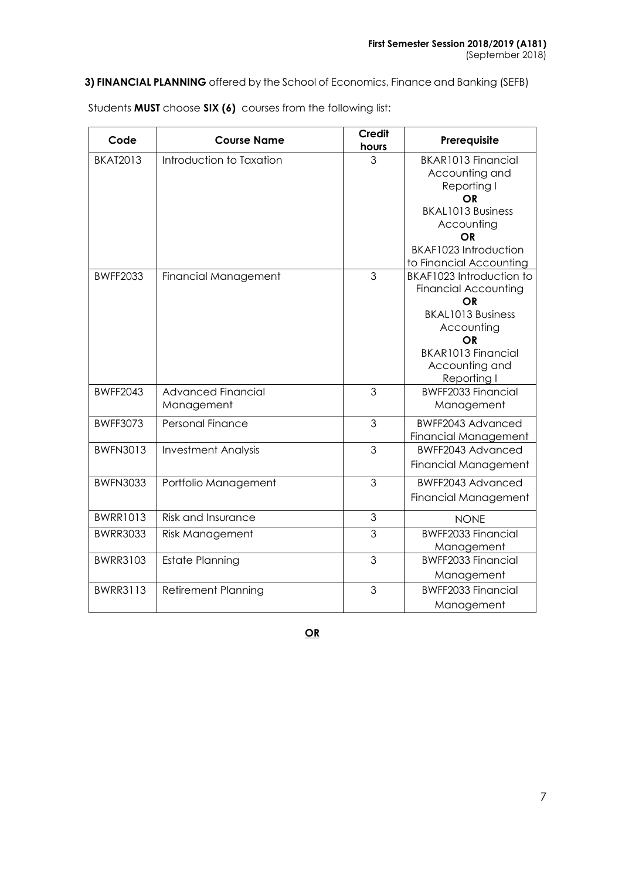**3) FINANCIAL PLANNING** offered by the School of Economics, Finance and Banking (SEFB)

Students **MUST** choose **SIX (6)** courses from the following list:

| Code | Course Name | Credit hours | Prerequisite |
|---|---|---|---|
| BKAT2013 | Introduction to Taxation | 3 | BKAR1013 Financial Accounting and Reporting I **OR** BKAL1013 Business Accounting **OR** BKAF1023 Introduction to Financial Accounting |
| BWFF2033 | Financial Management | 3 | BKAF1023 Introduction to Financial Accounting **OR** BKAL1013 Business Accounting **OR** BKAR1013 Financial Accounting and Reporting I |
| BWFF2043 | Advanced Financial Management | 3 | BWFF2033 Financial Management |
| BWFF3073 | Personal Finance | 3 | BWFF2043 Advanced Financial Management |
| BWFN3013 | Investment Analysis | 3 | BWFF2043 Advanced Financial Management |
| BWFN3033 | Portfolio Management | 3 | BWFF2043 Advanced Financial Management |
| BWRR1013 | Risk and Insurance | 3 | NONE |
| BWRR3033 | Risk Management | 3 | BWFF2033 Financial Management |
| BWRR3103 | Estate Planning | 3 | BWFF2033 Financial Management |
| BWRR3113 | Retirement Planning | 3 | BWFF2033 Financial Management |

**OR**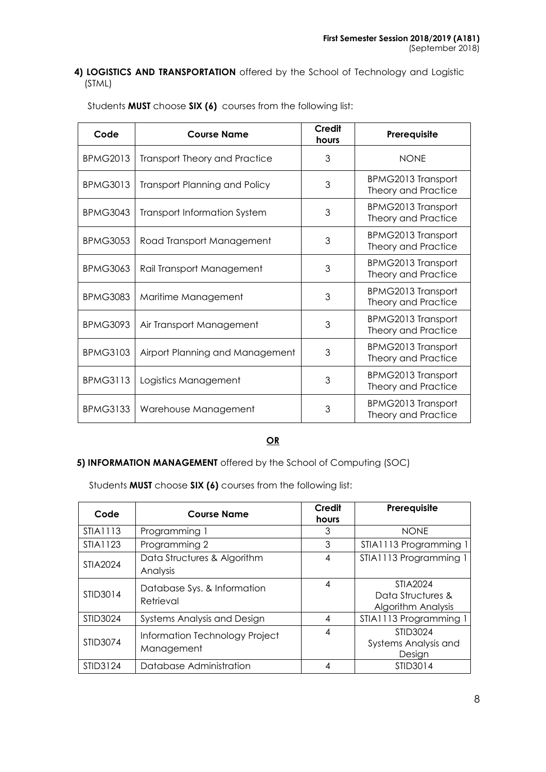**4) LOGISTICS AND TRANSPORTATION** offered by the School of Technology and Logistic (STML)

Students **MUST** choose **SIX (6)** courses from the following list:

| Code | Course Name | Credit hours | Prerequisite |
|---|---|---|---|
| BPMG2013 | Transport Theory and Practice | 3 | NONE |
| BPMG3013 | Transport Planning and Policy | 3 | BPMG2013 Transport Theory and Practice |
| BPMG3043 | Transport Information System | 3 | BPMG2013 Transport Theory and Practice |
| BPMG3053 | Road Transport Management | 3 | BPMG2013 Transport Theory and Practice |
| BPMG3063 | Rail Transport Management | 3 | BPMG2013 Transport Theory and Practice |
| BPMG3083 | Maritime Management | 3 | BPMG2013 Transport Theory and Practice |
| BPMG3093 | Air Transport Management | 3 | BPMG2013 Transport Theory and Practice |
| BPMG3103 | Airport Planning and Management | 3 | BPMG2013 Transport Theory and Practice |
| BPMG3113 | Logistics Management | 3 | BPMG2013 Transport Theory and Practice |
| BPMG3133 | Warehouse Management | 3 | BPMG2013 Transport Theory and Practice |

**OR**

**5) INFORMATION MANAGEMENT** offered by the School of Computing (SOC)

Students **MUST** choose **SIX (6)** courses from the following list:

| Code | Course Name | Credit hours | Prerequisite |
|---|---|---|---|
| STIA1113 | Programming 1 | 3 | NONE |
| STIA1123 | Programming 2 | 3 | STIA1113 Programming 1 |
| STIA2024 | Data Structures & Algorithm Analysis | 4 | STIA1113 Programming 1 |
| STID3014 | Database Sys. & Information Retrieval | 4 | STIA2024 Data Structures & Algorithm Analysis |
| STID3024 | Systems Analysis and Design | 4 | STIA1113 Programming 1 |
| STID3074 | Information Technology Project Management | 4 | STID3024 Systems Analysis and Design |
| STID3124 | Database Administration | 4 | STID3014 |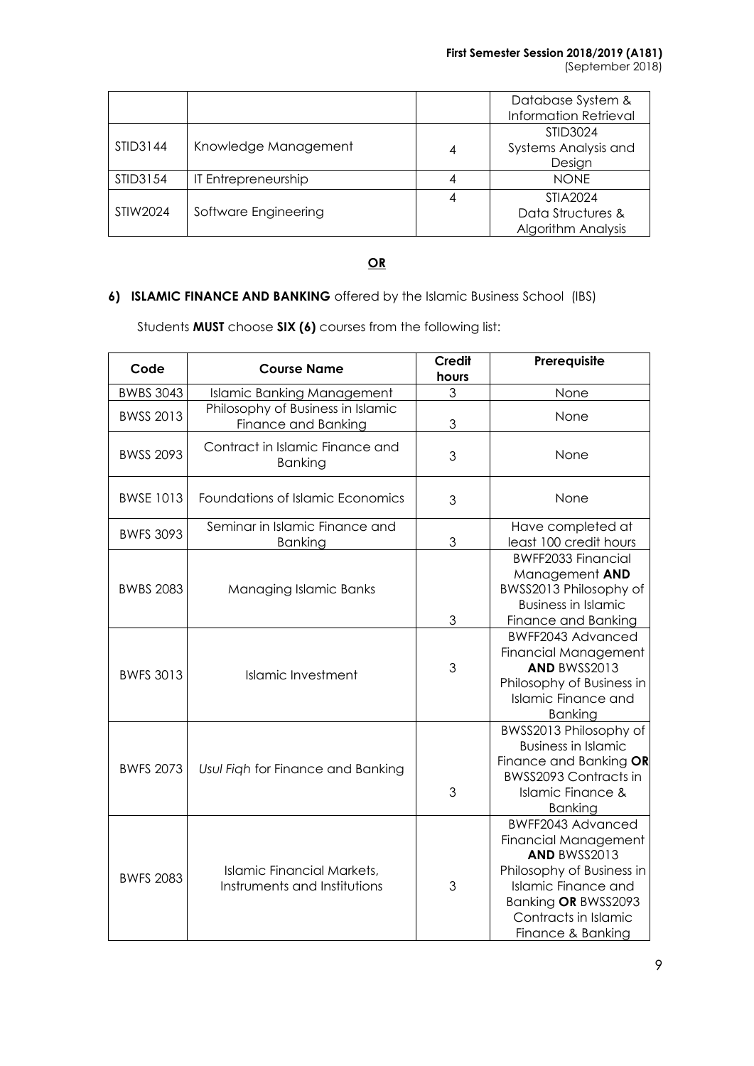| | | | Database System & Information Retrieval |
|---|---|---|---|
| STID3144 | Knowledge Management | 4 | STID3024 Systems Analysis and Design |
| STID3154 | IT Entrepreneurship | 4 | NONE |
| STIW2024 | Software Engineering | 4 | STIA2024 Data Structures & Algorithm Analysis |

**OR**

**6) ISLAMIC FINANCE AND BANKING** offered by the Islamic Business School (IBS)

Students **MUST** choose **SIX (6)** courses from the following list:

| Code | Course Name | Credit hours | Prerequisite |
|---|---|---|---|
| BWBS 3043 | Islamic Banking Management | 3 | None |
| BWSS 2013 | Philosophy of Business in Islamic Finance and Banking | 3 | None |
| BWSS 2093 | Contract in Islamic Finance and Banking | 3 | None |
| BWSE 1013 | Foundations of Islamic Economics | 3 | None |
| BWFS 3093 | Seminar in Islamic Finance and Banking | 3 | Have completed at least 100 credit hours |
| BWBS 2083 | Managing Islamic Banks | 3 | BWFF2033 Financial Management **AND** BWSS2013 Philosophy of Business in Islamic Finance and Banking |
| BWFS 3013 | Islamic Investment | 3 | BWFF2043 Advanced Financial Management **AND** BWSS2013 Philosophy of Business in Islamic Finance and Banking |
| BWFS 2073 | *Usul Fiqh* for Finance and Banking | 3 | BWSS2013 Philosophy of Business in Islamic Finance and Banking **OR** BWSS2093 Contracts in Islamic Finance & Banking |
| BWFS 2083 | Islamic Financial Markets, Instruments and Institutions | 3 | BWFF2043 Advanced Financial Management **AND** BWSS2013 Philosophy of Business in Islamic Finance and Banking **OR** BWSS2093 Contracts in Islamic Finance & Banking |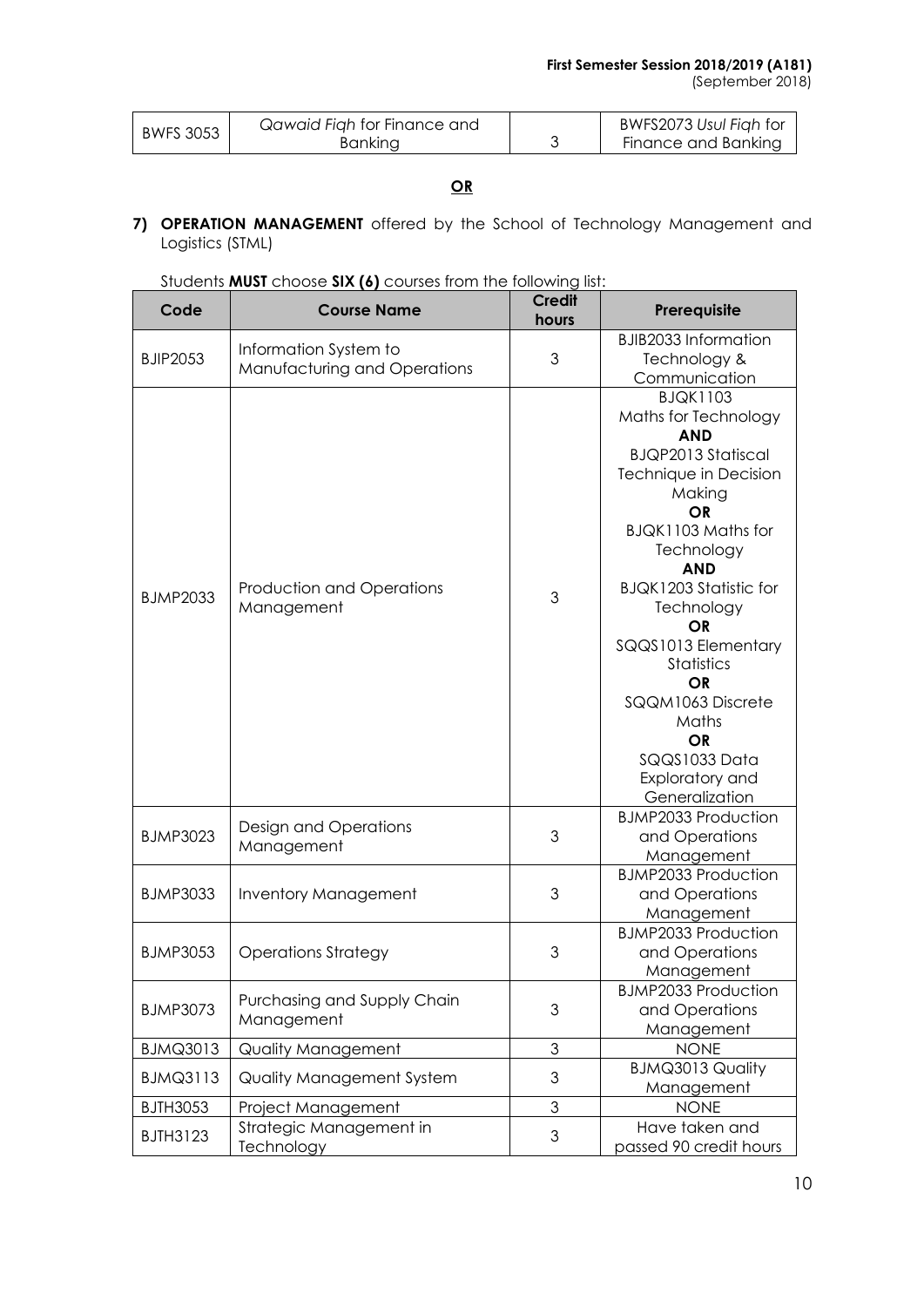| BWFS 3053 | *Qawaid Fiqh* for Finance and Banking | 3 | BWFS2073 *Usul Fiqh* for Finance and Banking |
|---|---|---|---|

**OR**

**7) OPERATION MANAGEMENT** offered by the School of Technology Management and Logistics (STML)

Students **MUST** choose **SIX (6)** courses from the following list:

| Code | Course Name | Credit hours | Prerequisite |
|---|---|---|---|
| BJIP2053 | Information System to Manufacturing and Operations | 3 | BJIB2033 Information Technology & Communication |
| BJMP2033 | Production and Operations Management | 3 | BJQK1103 Maths for Technology **AND** BJQP2013 Statiscal Technique in Decision Making **OR** BJQK1103 Maths for Technology **AND** BJQK1203 Statistic for Technology **OR** SQQS1013 Elementary Statistics **OR** SQQM1063 Discrete Maths **OR** SQQS1033 Data Exploratory and Generalization |
| BJMP3023 | Design and Operations Management | 3 | BJMP2033 Production and Operations Management |
| BJMP3033 | Inventory Management | 3 | BJMP2033 Production and Operations Management |
| BJMP3053 | Operations Strategy | 3 | BJMP2033 Production and Operations Management |
| BJMP3073 | Purchasing and Supply Chain Management | 3 | BJMP2033 Production and Operations Management |
| BJMQ3013 | Quality Management | 3 | NONE |
| BJMQ3113 | Quality Management System | 3 | BJMQ3013 Quality Management |
| BJTH3053 | Project Management | 3 | NONE |
| BJTH3123 | Strategic Management in Technology | 3 | Have taken and passed 90 credit hours |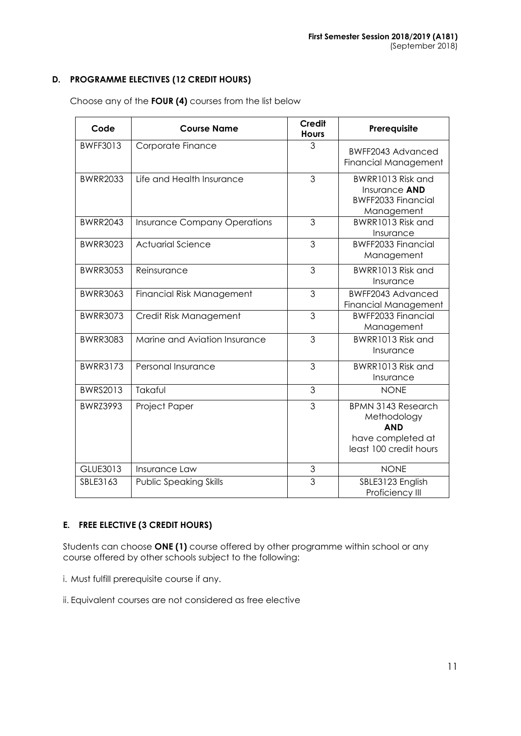### D. PROGRAMME ELECTIVES (12 CREDIT HOURS)

Choose any of the **FOUR (4)** courses from the list below

| Code | Course Name | Credit Hours | Prerequisite |
|---|---|---|---|
| BWFF3013 | Corporate Finance | 3 | BWFF2043 Advanced Financial Management |
| BWRR2033 | Life and Health Insurance | 3 | BWRR1013 Risk and Insurance **AND** BWFF2033 Financial Management |
| BWRR2043 | Insurance Company Operations | 3 | BWRR1013 Risk and Insurance |
| BWRR3023 | Actuarial Science | 3 | BWFF2033 Financial Management |
| BWRR3053 | Reinsurance | 3 | BWRR1013 Risk and Insurance |
| BWRR3063 | Financial Risk Management | 3 | BWFF2043 Advanced Financial Management |
| BWRR3073 | Credit Risk Management | 3 | BWFF2033 Financial Management |
| BWRR3083 | Marine and Aviation Insurance | 3 | BWRR1013 Risk and Insurance |
| BWRR3173 | Personal Insurance | 3 | BWRR1013 Risk and Insurance |
| BWRS2013 | Takaful | 3 | NONE |
| BWRZ3993 | Project Paper | 3 | BPMN 3143 Research Methodology **AND** have completed at least 100 credit hours |
| GLUE3013 | Insurance Law | 3 | NONE |
| SBLE3163 | Public Speaking Skills | 3 | SBLE3123 English Proficiency III |

### E. FREE ELECTIVE (3 CREDIT HOURS)

Students can choose **ONE (1)** course offered by other programme within school or any course offered by other schools subject to the following:

i. Must fulfill prerequisite course if any.

ii. Equivalent courses are not considered as free elective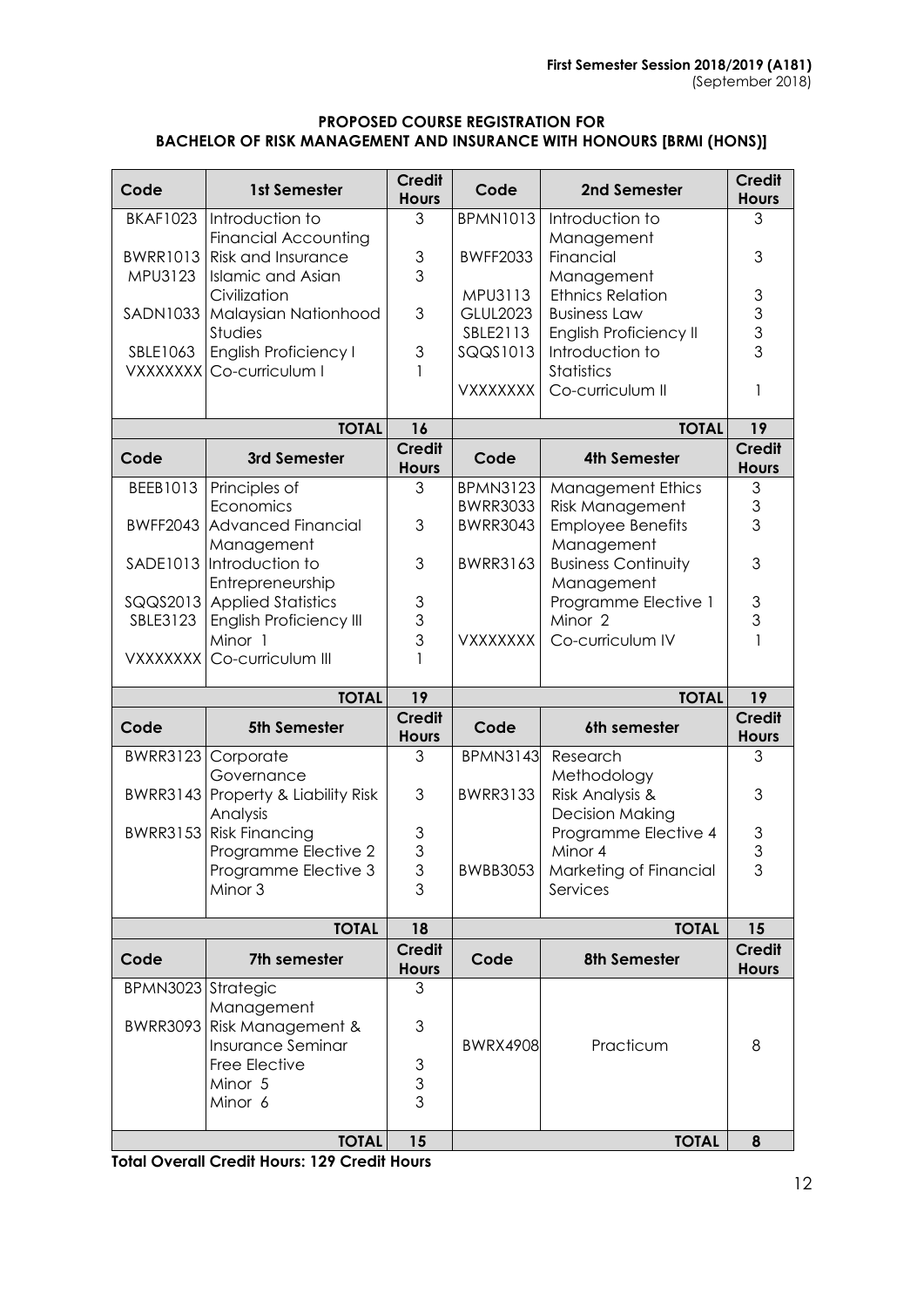**First Semester Session 2018/2019 (A181)**
(September 2018)

## PROPOSED COURSE REGISTRATION FOR BACHELOR OF RISK MANAGEMENT AND INSURANCE WITH HONOURS [BRMI (HONS)]

| Code | 1st Semester | Credit Hours | Code | 2nd Semester | Credit Hours |
|---|---|---|---|---|---|
| BKAF1023 | Introduction to Financial Accounting | 3 | BPMN1013 | Introduction to Management | 3 |
| BWRR1013 | Risk and Insurance | 3 | BWFF2033 | Financial Management | 3 |
| MPU3123 | Islamic and Asian Civilization | 3 | MPU3113 | Ethnics Relation | 3 |
| SADN1033 | Malaysian Nationhood Studies | 3 | GLUL2023 | Business Law | 3 |
| SBLE1063 | English Proficiency I | 3 | SBLE2113 | English Proficiency II | 3 |
| VXXXXXXX | Co-curriculum I | 1 | SQQS1013 | Introduction to Statistics | 3 |
| | | | VXXXXXXX | Co-curriculum II | 1 |
| | **TOTAL** | **16** | | **TOTAL** | **19** |
| **Code** | **3rd Semester** | **Credit Hours** | **Code** | **4th Semester** | **Credit Hours** |
| BEEB1013 | Principles of Economics | 3 | BPMN3123 | Management Ethics | 3 |
| BWFF2043 | Advanced Financial Management | 3 | BWRR3033 | Risk Management | 3 |
| SADE1013 | Introduction to Entrepreneurship | 3 | BWRR3043 | Employee Benefits Management | 3 |
| SQQS2013 | Applied Statistics | 3 | BWRR3163 | Business Continuity Management | 3 |
| SBLE3123 | English Proficiency III | 3 | | Programme Elective 1 | 3 |
| | Minor 1 | 3 | | Minor 2 | 3 |
| VXXXXXXX | Co-curriculum III | 1 | VXXXXXXX | Co-curriculum IV | 1 |
| | **TOTAL** | **19** | | **TOTAL** | **19** |
| **Code** | **5th Semester** | **Credit Hours** | **Code** | **6th semester** | **Credit Hours** |
| BWRR3123 | Corporate Governance | 3 | BPMN3143 | Research Methodology | 3 |
| BWRR3143 | Property & Liability Risk Analysis | 3 | BWRR3133 | Risk Analysis & Decision Making | 3 |
| BWRR3153 | Risk Financing | 3 | | Programme Elective 4 | 3 |
| | Programme Elective 2 | 3 | | Minor 4 | 3 |
| | Programme Elective 3 | 3 | BWBB3053 | Marketing of Financial Services | 3 |
| | Minor 3 | 3 | | | |
| | **TOTAL** | **18** | | **TOTAL** | **15** |
| **Code** | **7th semester** | **Credit Hours** | **Code** | **8th Semester** | **Credit Hours** |
| BPMN3023 | Strategic Management | 3 | BWRX4908 | Practicum | 8 |
| BWRR3093 | Risk Management & Insurance Seminar | 3 | | | |
| | Free Elective | 3 | | | |
| | Minor 5 | 3 | | | |
| | Minor 6 | 3 | | | |
| | **TOTAL** | **15** | | **TOTAL** | **8** |

**Total Overall Credit Hours: 129 Credit Hours**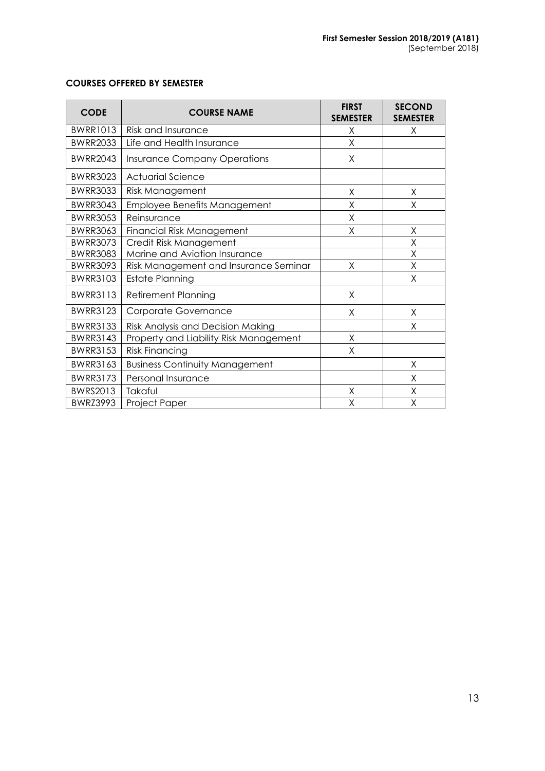**COURSES OFFERED BY SEMESTER**

| CODE | COURSE NAME | FIRST SEMESTER | SECOND SEMESTER |
|---|---|---|---|
| BWRR1013 | Risk and Insurance | X | X |
| BWRR2033 | Life and Health Insurance | X | |
| BWRR2043 | Insurance Company Operations | X | |
| BWRR3023 | Actuarial Science | | |
| BWRR3033 | Risk Management | X | X |
| BWRR3043 | Employee Benefits Management | X | X |
| BWRR3053 | Reinsurance | X | |
| BWRR3063 | Financial Risk Management | X | X |
| BWRR3073 | Credit Risk Management | | X |
| BWRR3083 | Marine and Aviation Insurance | | X |
| BWRR3093 | Risk Management and Insurance Seminar | X | X |
| BWRR3103 | Estate Planning | | X |
| BWRR3113 | Retirement Planning | X | |
| BWRR3123 | Corporate Governance | X | X |
| BWRR3133 | Risk Analysis and Decision Making | | X |
| BWRR3143 | Property and Liability Risk Management | X | |
| BWRR3153 | Risk Financing | X | |
| BWRR3163 | Business Continuity Management | | X |
| BWRR3173 | Personal Insurance | | X |
| BWRS2013 | Takaful | X | X |
| BWRZ3993 | Project Paper | X | X |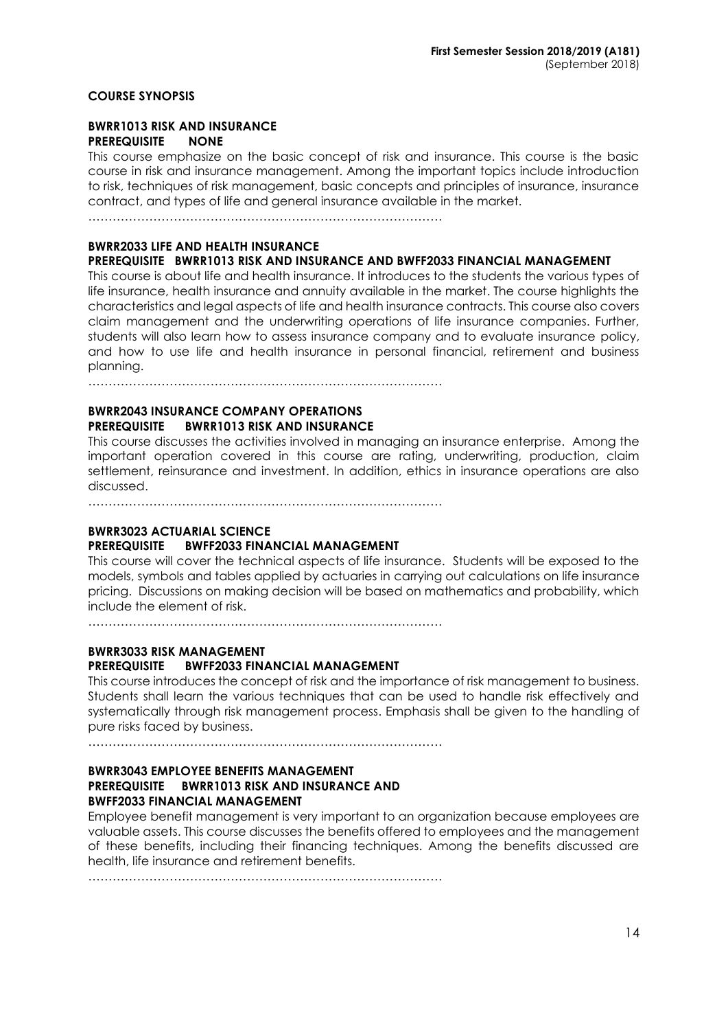## COURSE SYNOPSIS

### BWRR1013 RISK AND INSURANCE
**PREREQUISITE NONE**

This course emphasize on the basic concept of risk and insurance. This course is the basic course in risk and insurance management. Among the important topics include introduction to risk, techniques of risk management, basic concepts and principles of insurance, insurance contract, and types of life and general insurance available in the market.

…………………………………………………………………………….

### BWRR2033 LIFE AND HEALTH INSURANCE
**PREREQUISITE BWRR1013 RISK AND INSURANCE AND BWFF2033 FINANCIAL MANAGEMENT**

This course is about life and health insurance. It introduces to the students the various types of life insurance, health insurance and annuity available in the market. The course highlights the characteristics and legal aspects of life and health insurance contracts. This course also covers claim management and the underwriting operations of life insurance companies. Further, students will also learn how to assess insurance company and to evaluate insurance policy, and how to use life and health insurance in personal financial, retirement and business planning.

…………………………………………………………………………….

### BWRR2043 INSURANCE COMPANY OPERATIONS
**PREREQUISITE BWRR1013 RISK AND INSURANCE**

This course discusses the activities involved in managing an insurance enterprise. Among the important operation covered in this course are rating, underwriting, production, claim settlement, reinsurance and investment. In addition, ethics in insurance operations are also discussed.

…………………………………………………………………………….

### BWRR3023 ACTUARIAL SCIENCE
**PREREQUISITE BWFF2033 FINANCIAL MANAGEMENT**

This course will cover the technical aspects of life insurance. Students will be exposed to the models, symbols and tables applied by actuaries in carrying out calculations on life insurance pricing. Discussions on making decision will be based on mathematics and probability, which include the element of risk.

…………………………………………………………………………….

### BWRR3033 RISK MANAGEMENT
**PREREQUISITE BWFF2033 FINANCIAL MANAGEMENT**

This course introduces the concept of risk and the importance of risk management to business. Students shall learn the various techniques that can be used to handle risk effectively and systematically through risk management process. Emphasis shall be given to the handling of pure risks faced by business.

…………………………………………………………………………….

### BWRR3043 EMPLOYEE BENEFITS MANAGEMENT
**PREREQUISITE BWRR1013 RISK AND INSURANCE AND BWFF2033 FINANCIAL MANAGEMENT**

Employee benefit management is very important to an organization because employees are valuable assets. This course discusses the benefits offered to employees and the management of these benefits, including their financing techniques. Among the benefits discussed are health, life insurance and retirement benefits.

…………………………………………………………………………….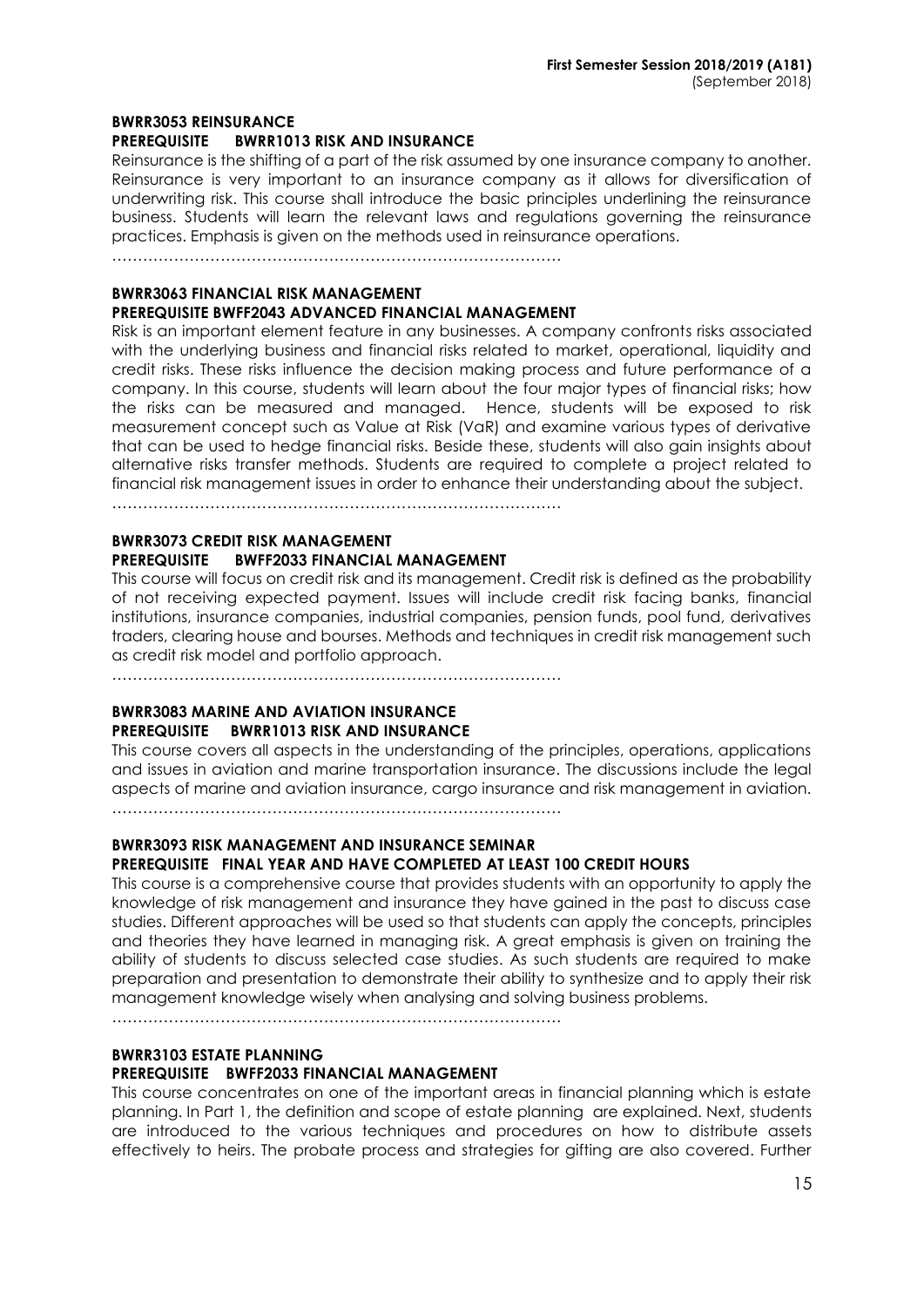**BWRR3053 REINSURANCE**
**PREREQUISITE BWRR1013 RISK AND INSURANCE**

Reinsurance is the shifting of a part of the risk assumed by one insurance company to another. Reinsurance is very important to an insurance company as it allows for diversification of underwriting risk. This course shall introduce the basic principles underlining the reinsurance business. Students will learn the relevant laws and regulations governing the reinsurance practices. Emphasis is given on the methods used in reinsurance operations.

……………………………………………………………………………

**BWRR3063 FINANCIAL RISK MANAGEMENT**
**PREREQUISITE BWFF2043 ADVANCED FINANCIAL MANAGEMENT**

Risk is an important element feature in any businesses. A company confronts risks associated with the underlying business and financial risks related to market, operational, liquidity and credit risks. These risks influence the decision making process and future performance of a company. In this course, students will learn about the four major types of financial risks; how the risks can be measured and managed. Hence, students will be exposed to risk measurement concept such as Value at Risk (VaR) and examine various types of derivative that can be used to hedge financial risks. Beside these, students will also gain insights about alternative risks transfer methods. Students are required to complete a project related to financial risk management issues in order to enhance their understanding about the subject.

……………………………………………………………………………

**BWRR3073 CREDIT RISK MANAGEMENT**
**PREREQUISITE BWFF2033 FINANCIAL MANAGEMENT**

This course will focus on credit risk and its management. Credit risk is defined as the probability of not receiving expected payment. Issues will include credit risk facing banks, financial institutions, insurance companies, industrial companies, pension funds, pool fund, derivatives traders, clearing house and bourses. Methods and techniques in credit risk management such as credit risk model and portfolio approach.

……………………………………………………………………………

**BWRR3083 MARINE AND AVIATION INSURANCE**
**PREREQUISITE BWRR1013 RISK AND INSURANCE**

This course covers all aspects in the understanding of the principles, operations, applications and issues in aviation and marine transportation insurance. The discussions include the legal aspects of marine and aviation insurance, cargo insurance and risk management in aviation.

……………………………………………………………………………

**BWRR3093 RISK MANAGEMENT AND INSURANCE SEMINAR**
**PREREQUISITE FINAL YEAR AND HAVE COMPLETED AT LEAST 100 CREDIT HOURS**

This course is a comprehensive course that provides students with an opportunity to apply the knowledge of risk management and insurance they have gained in the past to discuss case studies. Different approaches will be used so that students can apply the concepts, principles and theories they have learned in managing risk. A great emphasis is given on training the ability of students to discuss selected case studies. As such students are required to make preparation and presentation to demonstrate their ability to synthesize and to apply their risk management knowledge wisely when analysing and solving business problems.

……………………………………………………………………………

**BWRR3103 ESTATE PLANNING**
**PREREQUISITE BWFF2033 FINANCIAL MANAGEMENT**

This course concentrates on one of the important areas in financial planning which is estate planning. In Part 1, the definition and scope of estate planning are explained. Next, students are introduced to the various techniques and procedures on how to distribute assets effectively to heirs. The probate process and strategies for gifting are also covered. Further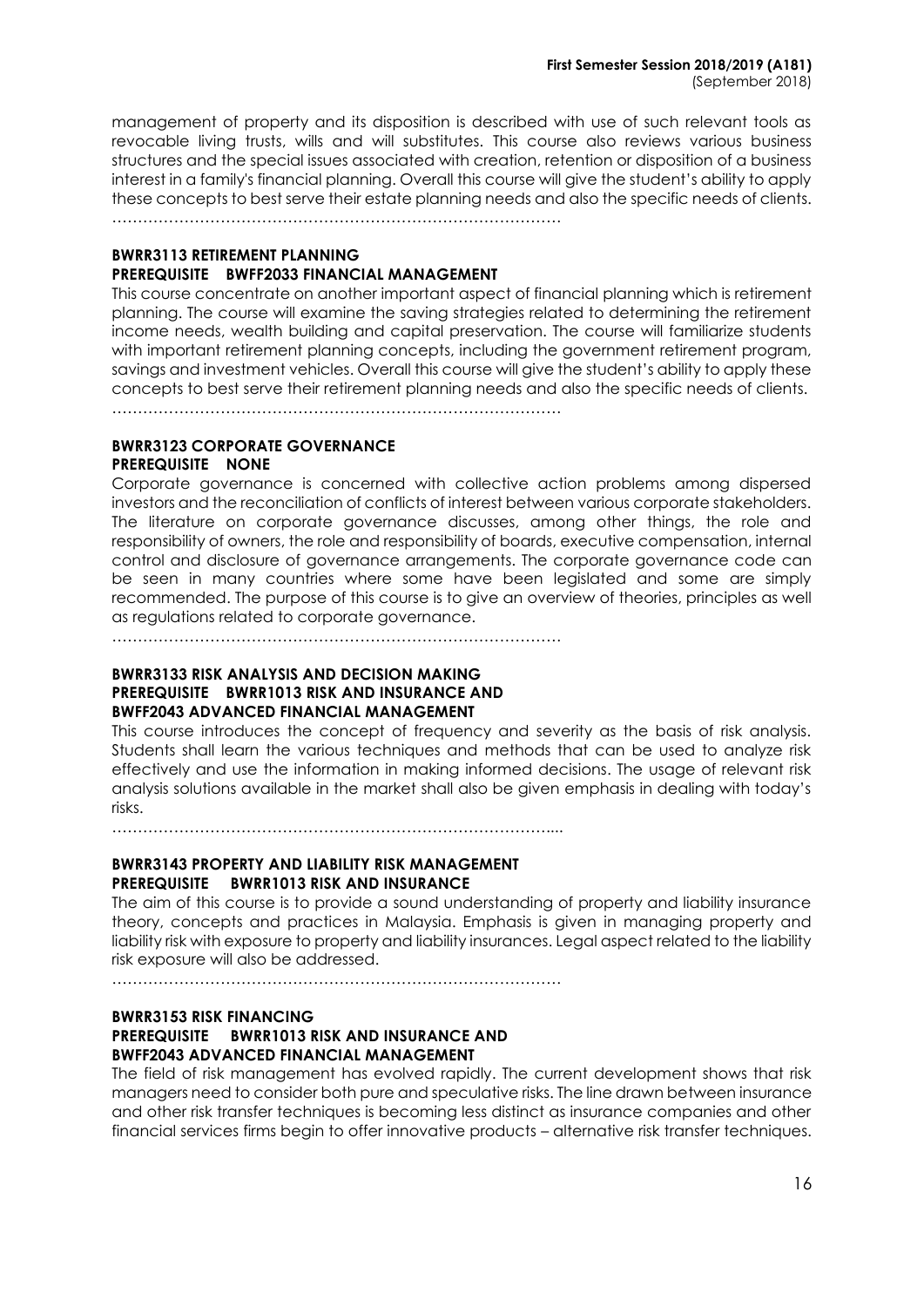management of property and its disposition is described with use of such relevant tools as revocable living trusts, wills and will substitutes. This course also reviews various business structures and the special issues associated with creation, retention or disposition of a business interest in a family's financial planning. Overall this course will give the student's ability to apply these concepts to best serve their estate planning needs and also the specific needs of clients.

……………………………………………………………………………

**BWRR3113 RETIREMENT PLANNING**
**PREREQUISITE BWFF2033 FINANCIAL MANAGEMENT**

This course concentrate on another important aspect of financial planning which is retirement planning. The course will examine the saving strategies related to determining the retirement income needs, wealth building and capital preservation. The course will familiarize students with important retirement planning concepts, including the government retirement program, savings and investment vehicles. Overall this course will give the student's ability to apply these concepts to best serve their retirement planning needs and also the specific needs of clients.

……………………………………………………………………………

**BWRR3123 CORPORATE GOVERNANCE**
**PREREQUISITE NONE**

Corporate governance is concerned with collective action problems among dispersed investors and the reconciliation of conflicts of interest between various corporate stakeholders. The literature on corporate governance discusses, among other things, the role and responsibility of owners, the role and responsibility of boards, executive compensation, internal control and disclosure of governance arrangements. The corporate governance code can be seen in many countries where some have been legislated and some are simply recommended. The purpose of this course is to give an overview of theories, principles as well as regulations related to corporate governance.

……………………………………………………………………………

**BWRR3133 RISK ANALYSIS AND DECISION MAKING**
**PREREQUISITE BWRR1013 RISK AND INSURANCE AND**
**BWFF2043 ADVANCED FINANCIAL MANAGEMENT**

This course introduces the concept of frequency and severity as the basis of risk analysis. Students shall learn the various techniques and methods that can be used to analyze risk effectively and use the information in making informed decisions. The usage of relevant risk analysis solutions available in the market shall also be given emphasis in dealing with today's risks.

…………………………………………………………………………....

**BWRR3143 PROPERTY AND LIABILITY RISK MANAGEMENT**
**PREREQUISITE BWRR1013 RISK AND INSURANCE**

The aim of this course is to provide a sound understanding of property and liability insurance theory, concepts and practices in Malaysia. Emphasis is given in managing property and liability risk with exposure to property and liability insurances. Legal aspect related to the liability risk exposure will also be addressed.

……………………………………………………………………………

**BWRR3153 RISK FINANCING**
**PREREQUISITE BWRR1013 RISK AND INSURANCE AND**
**BWFF2043 ADVANCED FINANCIAL MANAGEMENT**

The field of risk management has evolved rapidly. The current development shows that risk managers need to consider both pure and speculative risks. The line drawn between insurance and other risk transfer techniques is becoming less distinct as insurance companies and other financial services firms begin to offer innovative products – alternative risk transfer techniques.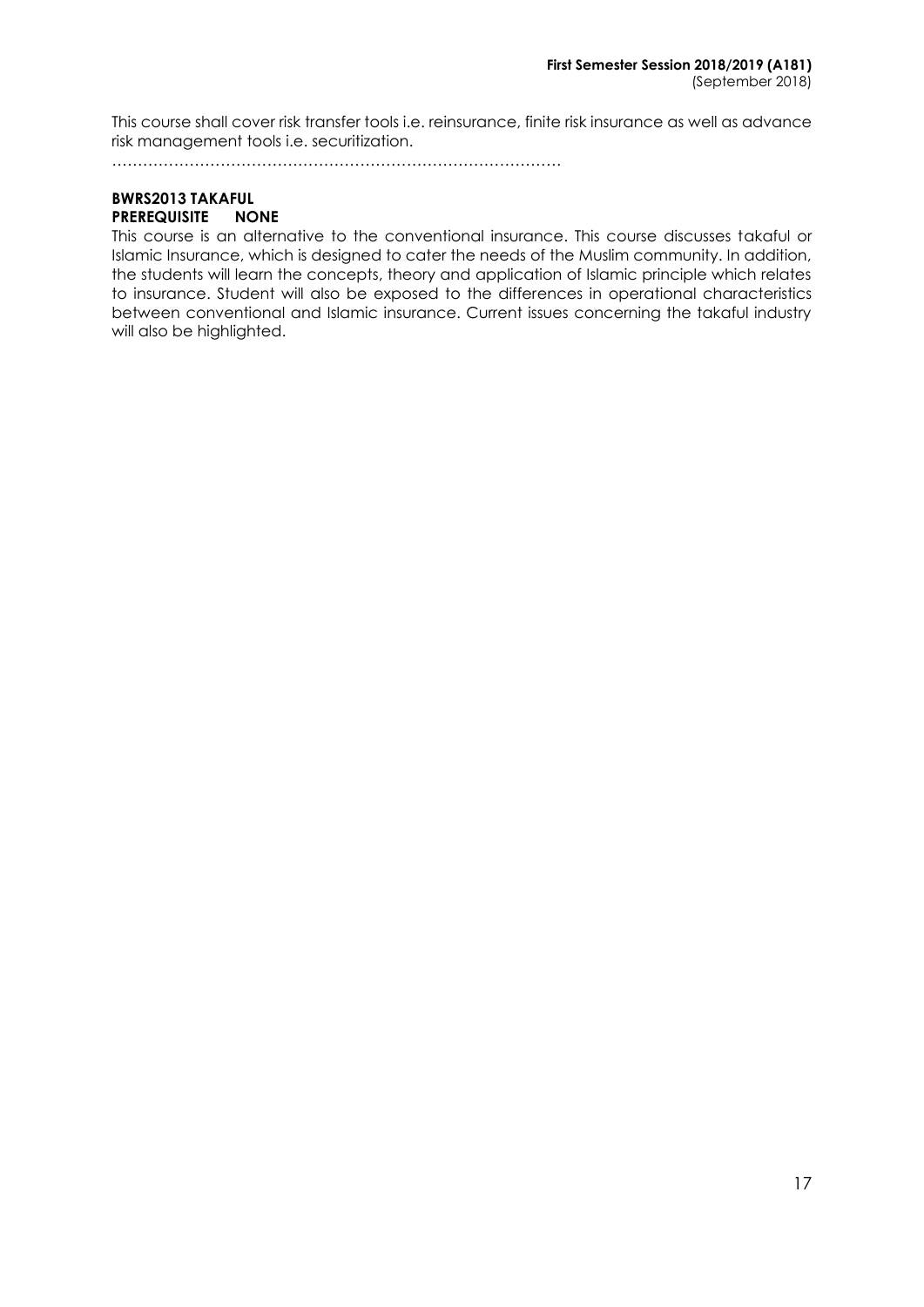This course shall cover risk transfer tools i.e. reinsurance, finite risk insurance as well as advance risk management tools i.e. securitization.

……………………………………………………………………………

**BWRS2013 TAKAFUL**
**PREREQUISITE NONE**

This course is an alternative to the conventional insurance. This course discusses takaful or Islamic Insurance, which is designed to cater the needs of the Muslim community. In addition, the students will learn the concepts, theory and application of Islamic principle which relates to insurance. Student will also be exposed to the differences in operational characteristics between conventional and Islamic insurance. Current issues concerning the takaful industry will also be highlighted.